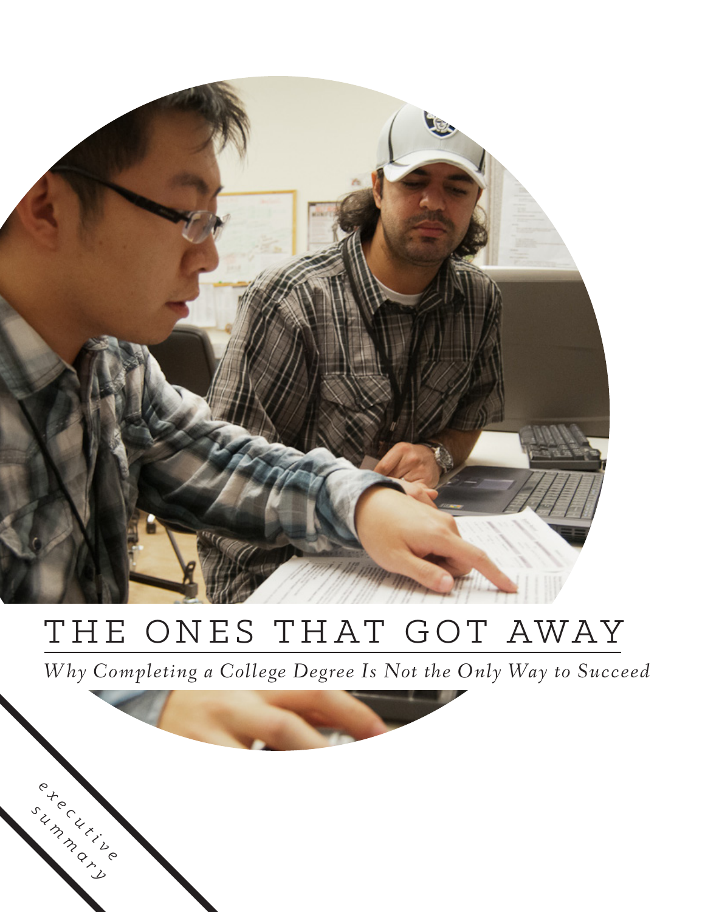# THE ONES THAT GOT AWAY

*Why Completing a College Degree Is Not the Only Way to Succeed*

*executive summary*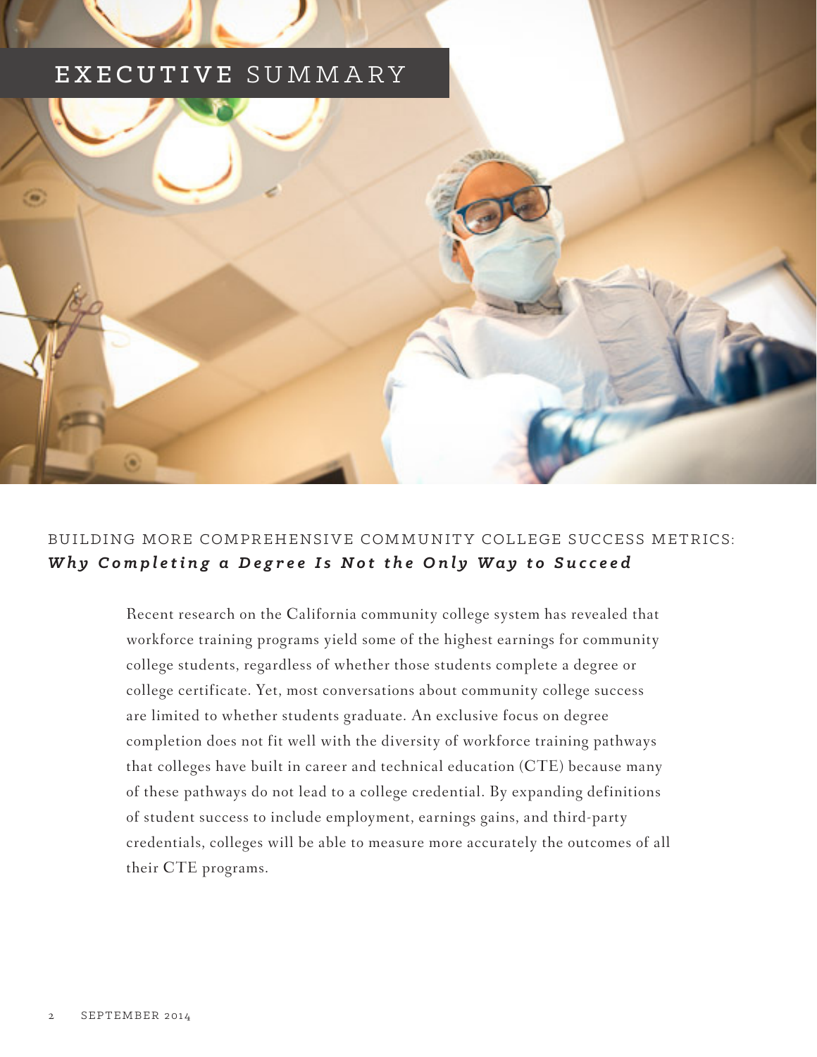# EXECUTIVE SUMMARY

## BUILDING MORE COMPREHENSIVE COMMUNITY COLLEGE SUCCESS METRICS: *Why Completing a Degree Is Not the Only Way to Succeed*

Recent research on the California community college system has revealed that workforce training programs yield some of the highest earnings for community college students, regardless of whether those students complete a degree or college certificate. Yet, most conversations about community college success are limited to whether students graduate. An exclusive focus on degree completion does not fit well with the diversity of workforce training pathways that colleges have built in career and technical education (CTE) because many of these pathways do not lead to a college credential. By expanding definitions of student success to include employment, earnings gains, and third-party credentials, colleges will be able to measure more accurately the outcomes of all their CTE programs.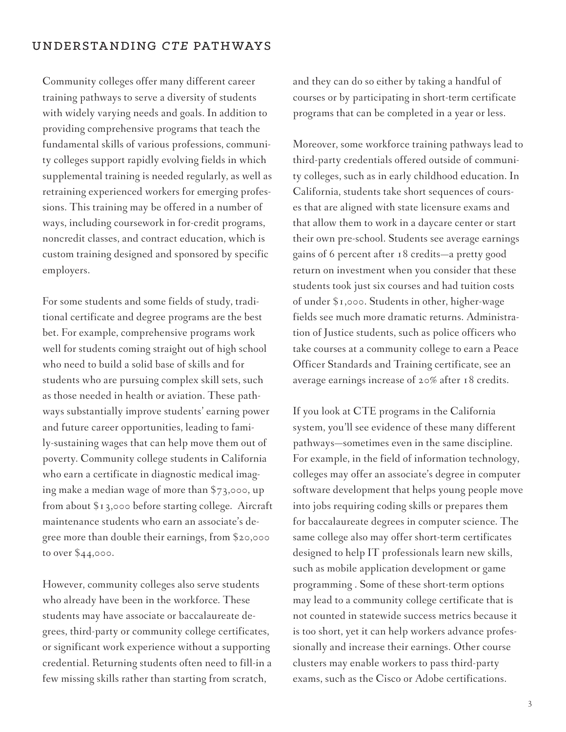## UNDERSTANDING *CTE* PATHWAYS

Community colleges offer many different career training pathways to serve a diversity of students with widely varying needs and goals. In addition to providing comprehensive programs that teach the fundamental skills of various professions, community colleges support rapidly evolving fields in which supplemental training is needed regularly, as well as retraining experienced workers for emerging professions. This training may be offered in a number of ways, including coursework in for-credit programs, noncredit classes, and contract education, which is custom training designed and sponsored by specific employers.

For some students and some fields of study, traditional certificate and degree programs are the best bet. For example, comprehensive programs work well for students coming straight out of high school who need to build a solid base of skills and for students who are pursuing complex skill sets, such as those needed in health or aviation. These pathways substantially improve students' earning power and future career opportunities, leading to family-sustaining wages that can help move them out of poverty. Community college students in California who earn a certificate in diagnostic medical imaging make a median wage of more than $73,000, up from about $13,000 before starting college. Aircraft maintenance students who earn an associate's degree more than double their earnings, from $20,000 to over $44,000.

However, community colleges also serve students who already have been in the workforce. These students may have associate or baccalaureate degrees, third-party or community college certificates, or significant work experience without a supporting credential. Returning students often need to fill-in a few missing skills rather than starting from scratch, and they can do so either by taking a handful of courses or by participating in short-term certificate programs that can be completed in a year or less.

Moreover, some workforce training pathways lead to third-party credentials offered outside of community colleges, such as in early childhood education. In California, students take short sequences of courses that are aligned with state licensure exams and that allow them to work in a daycare center or start their own pre-school. Students see average earnings gains of 6 percent after 18 credits—a pretty good return on investment when you consider that these students took just six courses and had tuition costs of under $1,000. Students in other, higher-wage fields see much more dramatic returns. Administration of Justice students, such as police officers who take courses at a community college to earn a Peace Officer Standards and Training certificate, see an average earnings increase of 20% after 18 credits.

If you look at CTE programs in the California system, you'll see evidence of these many different pathways—sometimes even in the same discipline. For example, in the field of information technology, colleges may offer an associate's degree in computer software development that helps young people move into jobs requiring coding skills or prepares them for baccalaureate degrees in computer science. The same college also may offer short-term certificates designed to help IT professionals learn new skills, such as mobile application development or game programming . Some of these short-term options may lead to a community college certificate that is not counted in statewide success metrics because it is too short, yet it can help workers advance professionally and increase their earnings. Other course clusters may enable workers to pass third-party exams, such as the Cisco or Adobe certifications.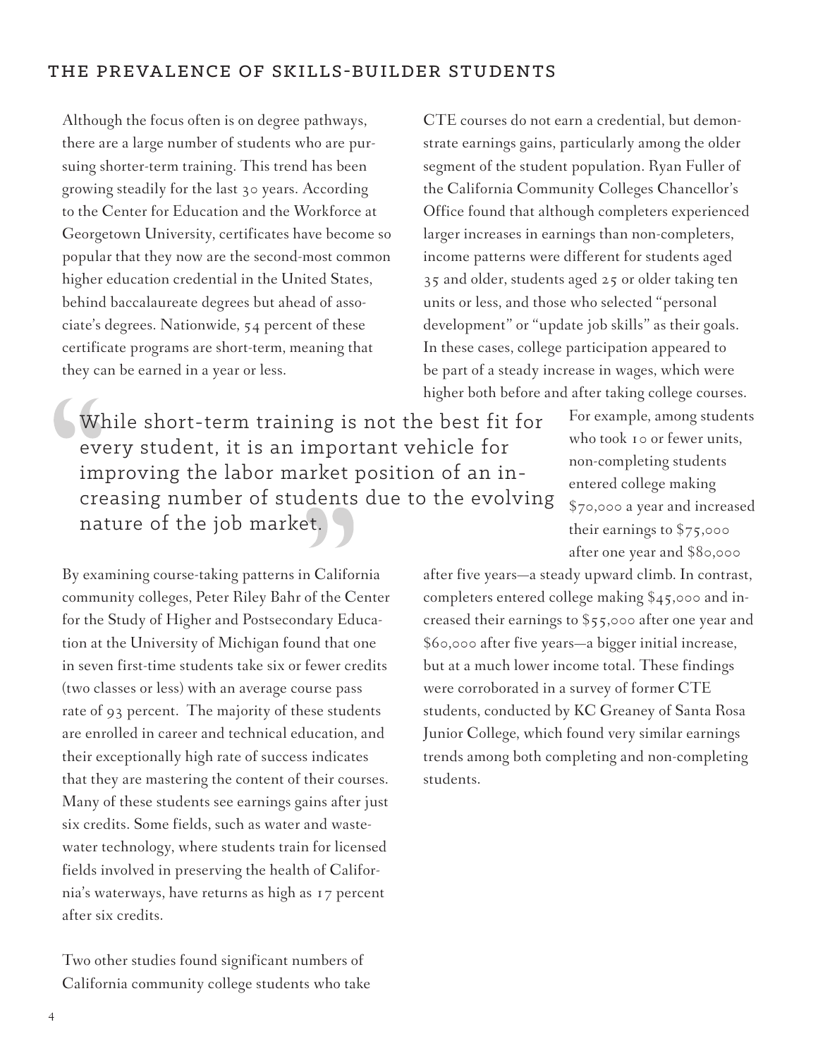## THE PREVALENCE OF SKILLS-BUILDER STUDENTS

Although the focus often is on degree pathways, there are a large number of students who are pursuing shorter-term training. This trend has been growing steadily for the last 30 years. According to the Center for Education and the Workforce at Georgetown University, certificates have become so popular that they now are the second-most common higher education credential in the United States, behind baccalaureate degrees but ahead of associate's degrees. Nationwide, 54 percent of these certificate programs are short-term, meaning that they can be earned in a year or less.

> "While short-term training is not the best fit for every student, it is an important vehicle for improving the labor market position of an increasing number of students due to the evolving nature of the job market."

By examining course-taking patterns in California community colleges, Peter Riley Bahr of the Center for the Study of Higher and Postsecondary Education at the University of Michigan found that one in seven first-time students take six or fewer credits (two classes or less) with an average course pass rate of 93 percent. The majority of these students are enrolled in career and technical education, and their exceptionally high rate of success indicates that they are mastering the content of their courses. Many of these students see earnings gains after just six credits. Some fields, such as water and wastewater technology, where students train for licensed fields involved in preserving the health of California's waterways, have returns as high as 17 percent after six credits.

Two other studies found significant numbers of California community college students who take CTE courses do not earn a credential, but demonstrate earnings gains, particularly among the older segment of the student population. Ryan Fuller of the California Community Colleges Chancellor's Office found that although completers experienced larger increases in earnings than non-completers, income patterns were different for students aged 35 and older, students aged 25 or older taking ten units or less, and those who selected "personal development" or "update job skills" as their goals. In these cases, college participation appeared to be part of a steady increase in wages, which were higher both before and after taking college courses. For example, among students who took 10 or fewer units, non-completing students entered college making $70,000 a year and increased their earnings to $75,000 after one year and $80,000 after five years—a steady upward climb. In contrast, completers entered college making $45,000 and increased their earnings to $55,000 after one year and $60,000 after five years—a bigger initial increase, but at a much lower income total. These findings were corroborated in a survey of former CTE students, conducted by KC Greaney of Santa Rosa Junior College, which found very similar earnings trends among both completing and non-completing students.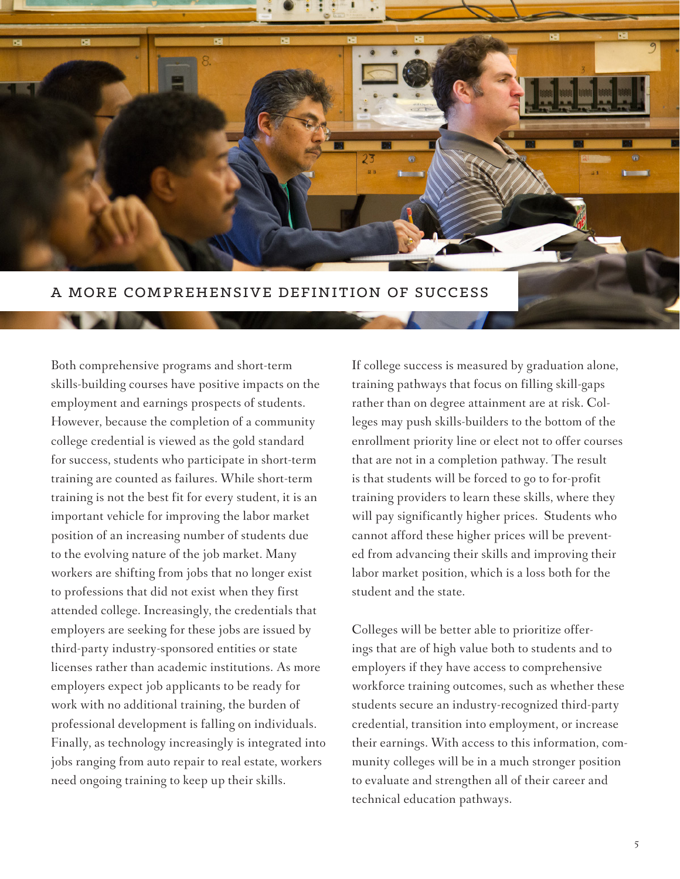## A MORE COMPREHENSIVE DEFINITION OF SUCCESS

Both comprehensive programs and short-term skills-building courses have positive impacts on the employment and earnings prospects of students. However, because the completion of a community college credential is viewed as the gold standard for success, students who participate in short-term training are counted as failures. While short-term training is not the best fit for every student, it is an important vehicle for improving the labor market position of an increasing number of students due to the evolving nature of the job market. Many workers are shifting from jobs that no longer exist to professions that did not exist when they first attended college. Increasingly, the credentials that employers are seeking for these jobs are issued by third-party industry-sponsored entities or state licenses rather than academic institutions. As more employers expect job applicants to be ready for work with no additional training, the burden of professional development is falling on individuals. Finally, as technology increasingly is integrated into jobs ranging from auto repair to real estate, workers need ongoing training to keep up their skills.

If college success is measured by graduation alone, training pathways that focus on filling skill-gaps rather than on degree attainment are at risk. Colleges may push skills-builders to the bottom of the enrollment priority line or elect not to offer courses that are not in a completion pathway. The result is that students will be forced to go to for-profit training providers to learn these skills, where they will pay significantly higher prices. Students who cannot afford these higher prices will be prevented from advancing their skills and improving their labor market position, which is a loss both for the student and the state.

Colleges will be better able to prioritize offerings that are of high value both to students and to employers if they have access to comprehensive workforce training outcomes, such as whether these students secure an industry-recognized third-party credential, transition into employment, or increase their earnings. With access to this information, community colleges will be in a much stronger position to evaluate and strengthen all of their career and technical education pathways.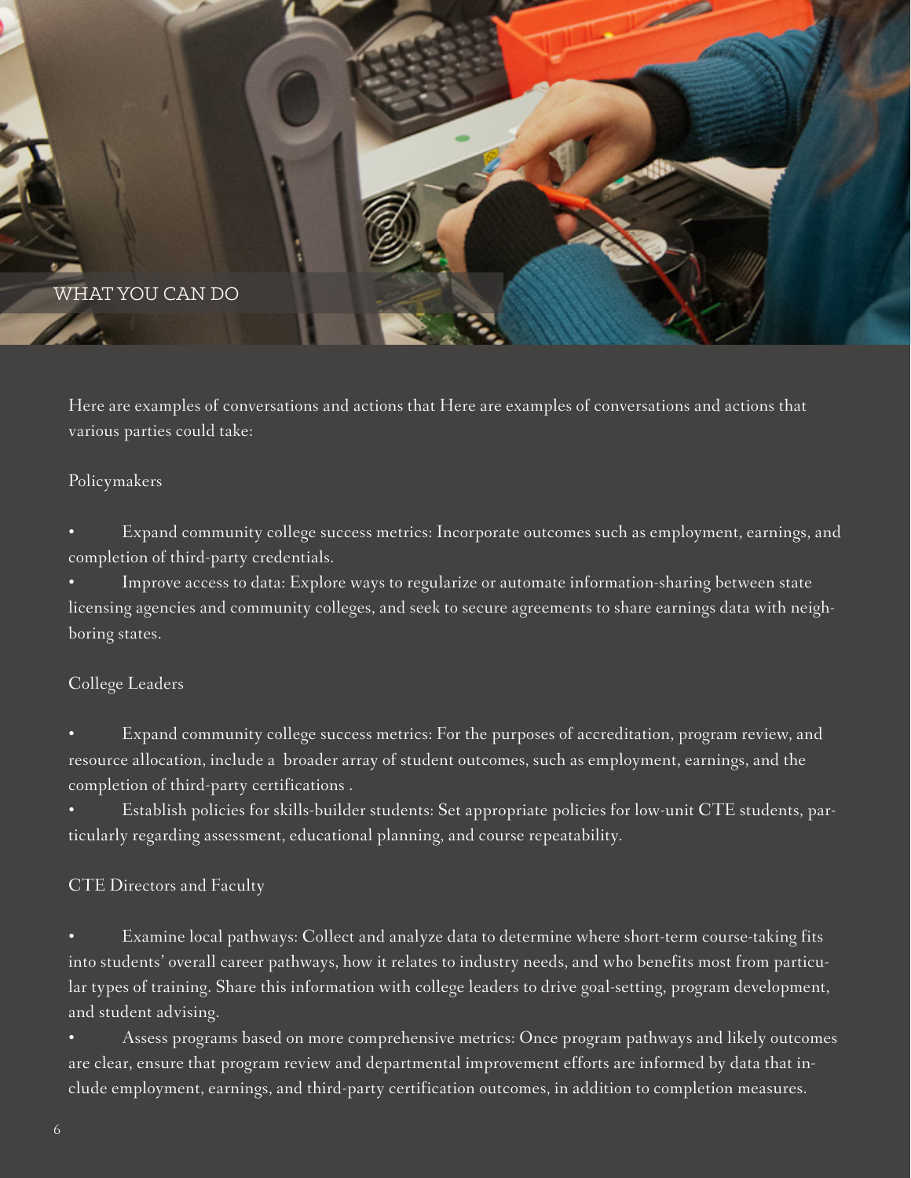## WHAT YOU CAN DO

Here are examples of conversations and actions that Here are examples of conversations and actions that various parties could take:

### Policymakers

- Expand community college success metrics: Incorporate outcomes such as employment, earnings, and completion of third-party credentials.
- Improve access to data: Explore ways to regularize or automate information-sharing between state licensing agencies and community colleges, and seek to secure agreements to share earnings data with neighboring states.

### College Leaders

- Expand community college success metrics: For the purposes of accreditation, program review, and resource allocation, include a broader array of student outcomes, such as employment, earnings, and the completion of third-party certifications .
- Establish policies for skills-builder students: Set appropriate policies for low-unit CTE students, particularly regarding assessment, educational planning, and course repeatability.

### CTE Directors and Faculty

- Examine local pathways: Collect and analyze data to determine where short-term course-taking fits into students' overall career pathways, how it relates to industry needs, and who benefits most from particular types of training. Share this information with college leaders to drive goal-setting, program development, and student advising.
- Assess programs based on more comprehensive metrics: Once program pathways and likely outcomes are clear, ensure that program review and departmental improvement efforts are informed by data that include employment, earnings, and third-party certification outcomes, in addition to completion measures.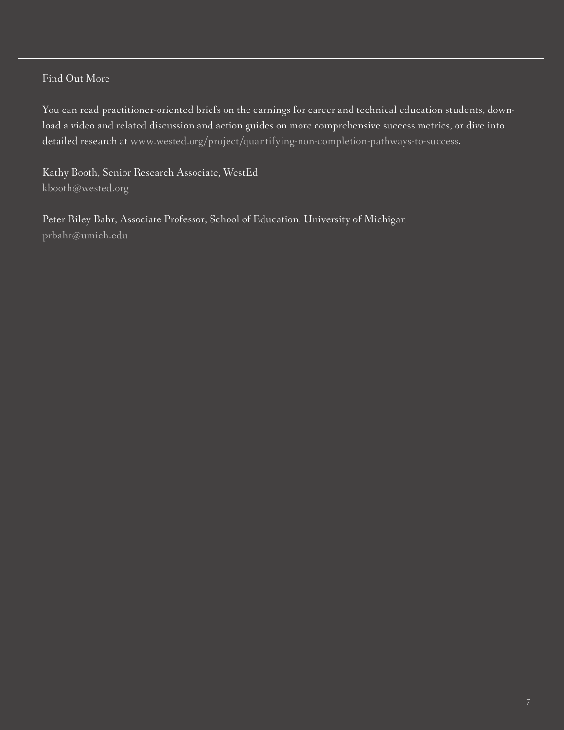## Find Out More

You can read practitioner-oriented briefs on the earnings for career and technical education students, download a video and related discussion and action guides on more comprehensive success metrics, or dive into detailed research at www.wested.org/project/quantifying-non-completion-pathways-to-success.

Kathy Booth, Senior Research Associate, WestEd
kbooth@wested.org

Peter Riley Bahr, Associate Professor, School of Education, University of Michigan
prbahr@umich.edu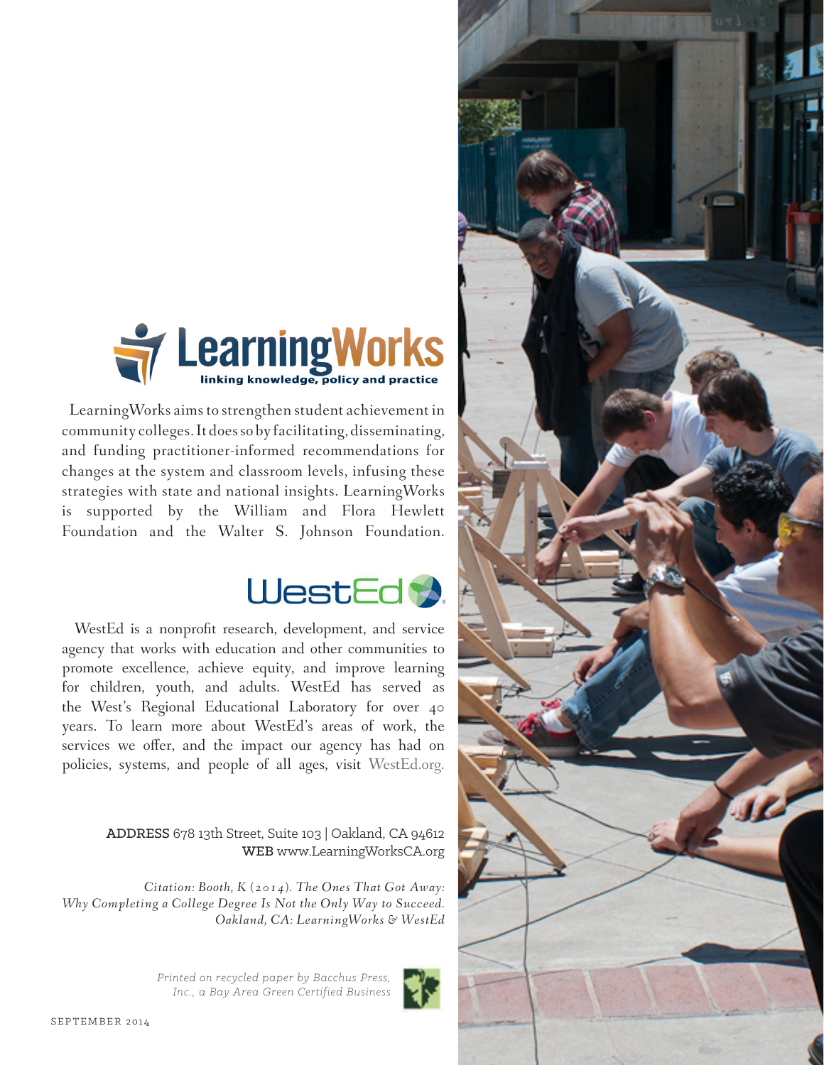LearningWorks
linking knowledge, policy and practice

LearningWorks aims to strengthen student achievement in community colleges. It does so by facilitating, disseminating, and funding practitioner-informed recommendations for changes at the system and classroom levels, infusing these strategies with state and national insights. LearningWorks is supported by the William and Flora Hewlett Foundation and the Walter S. Johnson Foundation.

WestEd

WestEd is a nonprofit research, development, and service agency that works with education and other communities to promote excellence, achieve equity, and improve learning for children, youth, and adults. WestEd has served as the West's Regional Educational Laboratory for over 40 years. To learn more about WestEd's areas of work, the services we offer, and the impact our agency has had on policies, systems, and people of all ages, visit WestEd.org.

**ADDRESS** 678 13th Street, Suite 103 | Oakland, CA 94612
**WEB** www.LearningWorksCA.org

*Citation: Booth, K (2014). The Ones That Got Away: Why Completing a College Degree Is Not the Only Way to Succeed. Oakland, CA: LearningWorks & WestEd*

*Printed on recycled paper by Bacchus Press, Inc., a Bay Area Green Certified Business*

SEPTEMBER 2014